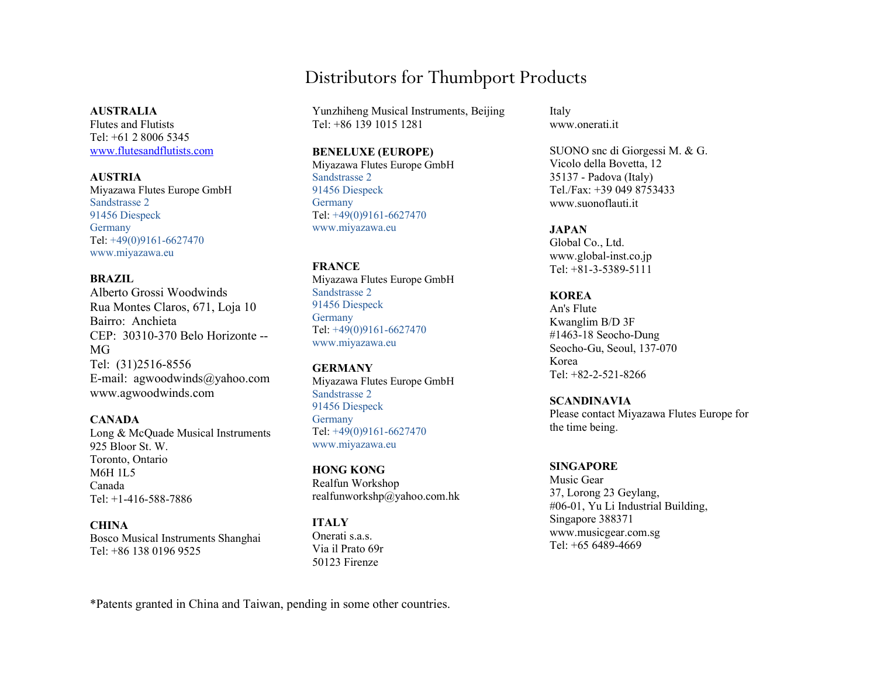# Distributors for Thumbport Products

**AUSTRALIA**
Flutes and Flutists
Tel: +61 2 8006 5345
www.flutesandflutists.com

**AUSTRIA**
Miyazawa Flutes Europe GmbH
Sandstrasse 2
91456 Diespeck
Germany
Tel: +49(0)9161-6627470
www.miyazawa.eu

**BRAZIL**
Alberto Grossi Woodwinds
Rua Montes Claros, 671, Loja 10
Bairro: Anchieta
CEP: 30310-370 Belo Horizonte -- MG
Tel: (31)2516-8556
E-mail: agwoodwinds@yahoo.com
www.agwoodwinds.com

**CANADA**
Long & McQuade Musical Instruments
925 Bloor St. W.
Toronto, Ontario
M6H 1L5
Canada
Tel: +1-416-588-7886

**CHINA**
Bosco Musical Instruments Shanghai
Tel: +86 138 0196 9525

Yunzhiheng Musical Instruments, Beijing
Tel: +86 139 1015 1281

**BENELUXE (EUROPE)**
Miyazawa Flutes Europe GmbH
Sandstrasse 2
91456 Diespeck
Germany
Tel: +49(0)9161-6627470
www.miyazawa.eu

**FRANCE**
Miyazawa Flutes Europe GmbH
Sandstrasse 2
91456 Diespeck
Germany
Tel: +49(0)9161-6627470
www.miyazawa.eu

**GERMANY**
Miyazawa Flutes Europe GmbH
Sandstrasse 2
91456 Diespeck
Germany
Tel: +49(0)9161-6627470
www.miyazawa.eu

**HONG KONG**
Realfun Workshop
realfunworkshp@yahoo.com.hk

**ITALY**
Onerati s.a.s.
Via il Prato 69r
50123 Firenze
Italy
www.onerati.it

SUONO snc di Giorgessi M. & G.
Vicolo della Bovetta, 12
35137 - Padova (Italy)
Tel./Fax: +39 049 8753433
www.suonoflauti.it

**JAPAN**
Global Co., Ltd.
www.global-inst.co.jp
Tel: +81-3-5389-5111

**KOREA**
An's Flute
Kwanglim B/D 3F
#1463-18 Seocho-Dung
Seocho-Gu, Seoul, 137-070
Korea
Tel: +82-2-521-8266

**SCANDINAVIA**
Please contact Miyazawa Flutes Europe for the time being.

**SINGAPORE**
Music Gear
37, Lorong 23 Geylang,
#06-01, Yu Li Industrial Building,
Singapore 388371
www.musicgear.com.sg
Tel: +65 6489-4669

*Patents granted in China and Taiwan, pending in some other countries.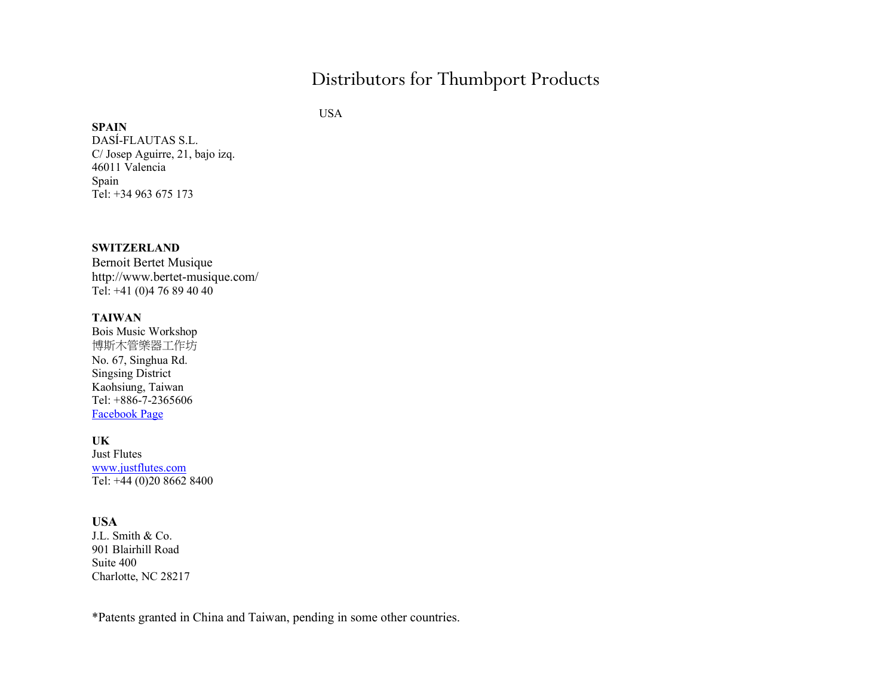# Distributors for Thumbport Products

USA

**SPAIN**
DASÍ-FLAUTAS S.L.
C/ Josep Aguirre, 21, bajo izq.
46011 Valencia
Spain
Tel: +34 963 675 173

**SWITZERLAND**
Bernoit Bertet Musique
http://www.bertet-musique.com/
Tel: +41 (0)4 76 89 40 40

**TAIWAN**
Bois Music Workshop
博斯木管樂器工作坊
No. 67, Singhua Rd.
Singsing District
Kaohsiung, Taiwan
Tel: +886-7-2365606
Facebook Page

**UK**
Just Flutes
www.justflutes.com
Tel: +44 (0)20 8662 8400

**USA**
J.L. Smith & Co.
901 Blairhill Road
Suite 400
Charlotte, NC 28217

*Patents granted in China and Taiwan, pending in some other countries.